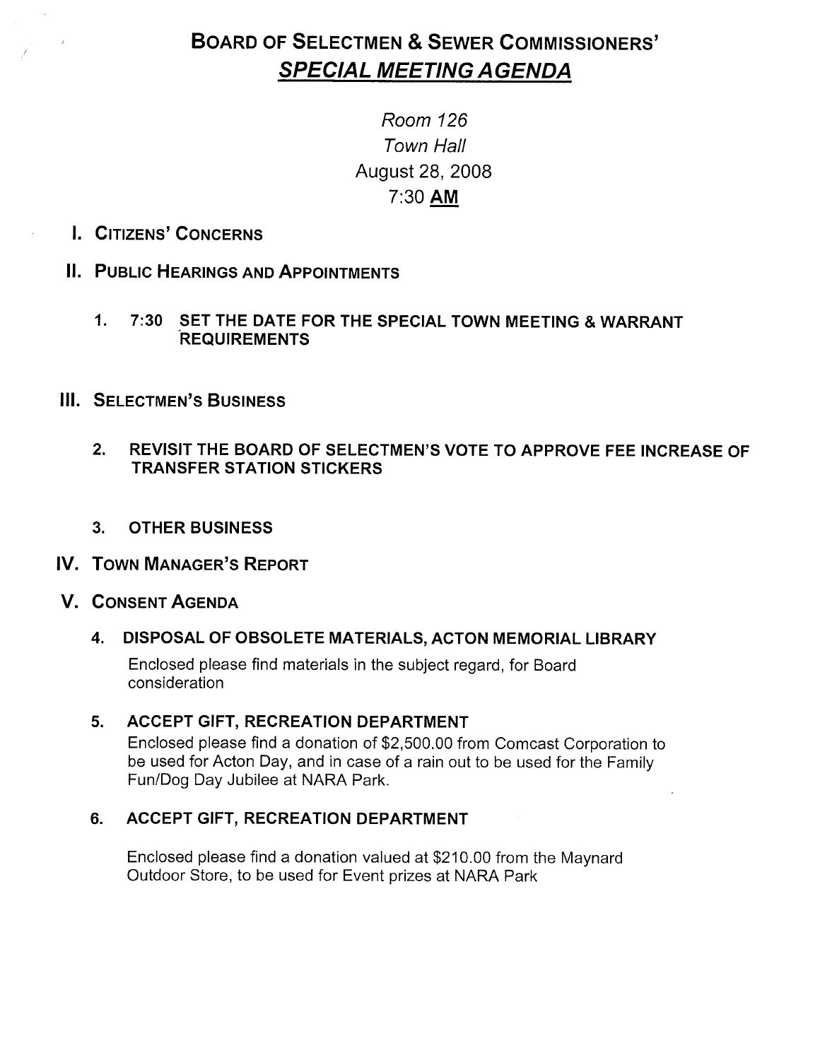# BOARD OF SELECTMEN & SEWER COMMISSIONERS'

## *SPECIAL MEETING AGENDA*

*Room 126*
*Town Hall*
August 28, 2008
7:30 **AM**

## I. CITIZENS' CONCERNS

## II. PUBLIC HEARINGS AND APPOINTMENTS

1. 7:30 SET THE DATE FOR THE SPECIAL TOWN MEETING & WARRANT REQUIREMENTS

## III. SELECTMEN'S BUSINESS

2. REVISIT THE BOARD OF SELECTMEN'S VOTE TO APPROVE FEE INCREASE OF TRANSFER STATION STICKERS

3. OTHER BUSINESS

## IV. TOWN MANAGER'S REPORT

## V. CONSENT AGENDA

4. **DISPOSAL OF OBSOLETE MATERIALS, ACTON MEMORIAL LIBRARY**

   Enclosed please find materials in the subject regard, for Board consideration

5. **ACCEPT GIFT, RECREATION DEPARTMENT**

   Enclosed please find a donation of $2,500.00 from Comcast Corporation to be used for Acton Day, and in case of a rain out to be used for the Family Fun/Dog Day Jubilee at NARA Park.

6. **ACCEPT GIFT, RECREATION DEPARTMENT**

   Enclosed please find a donation valued at $210.00 from the Maynard Outdoor Store, to be used for Event prizes at NARA Park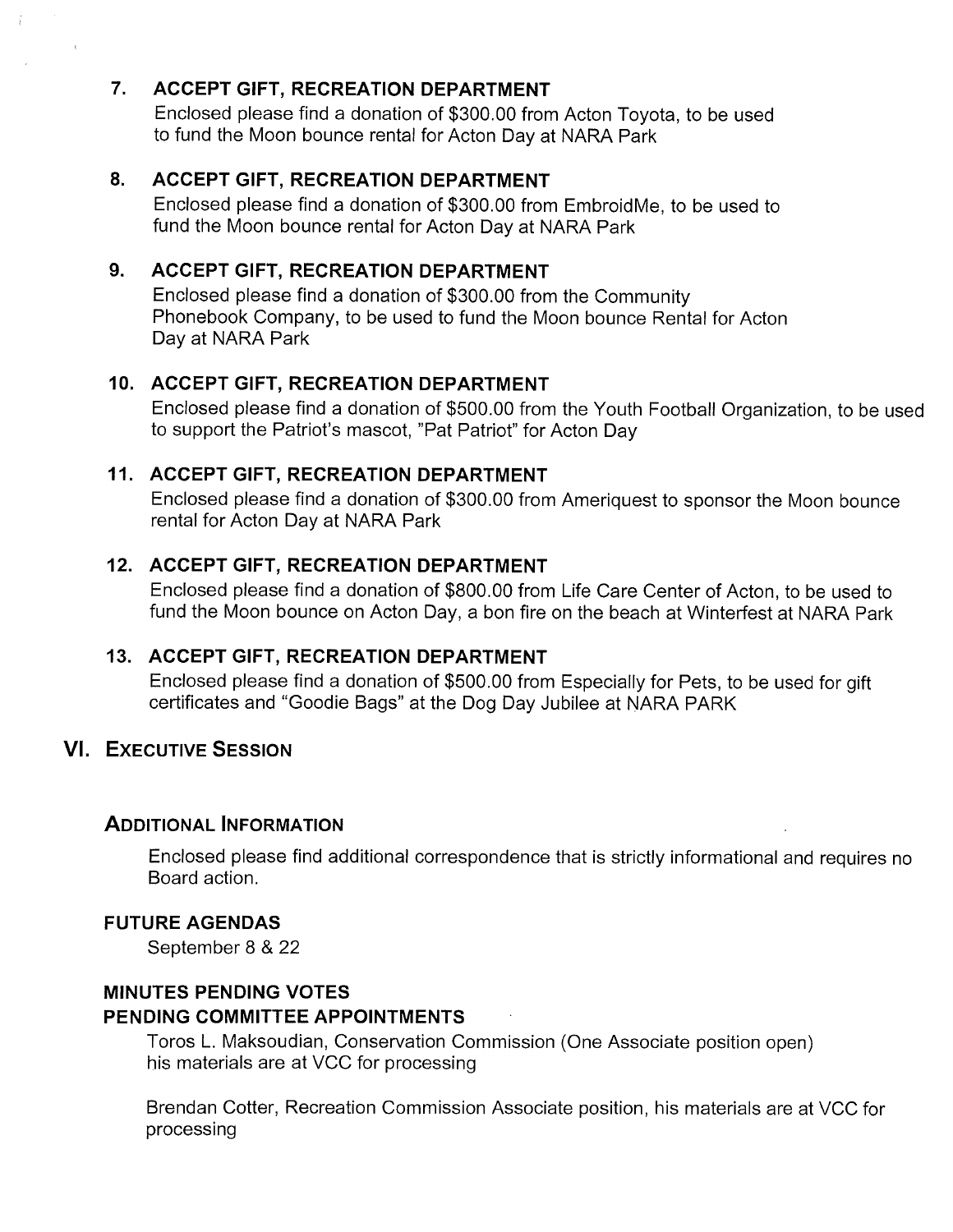### 7. ACCEPT GIFT, RECREATION DEPARTMENT

Enclosed please find a donation of $300.00 from Acton Toyota, to be used to fund the Moon bounce rental for Acton Day at NARA Park

### 8. ACCEPT GIFT, RECREATION DEPARTMENT

Enclosed please find a donation of $300.00 from EmbroidMe, to be used to fund the Moon bounce rental for Acton Day at NARA Park

### 9. ACCEPT GIFT, RECREATION DEPARTMENT

Enclosed please find a donation of $300.00 from the Community Phonebook Company, to be used to fund the Moon bounce Rental for Acton Day at NARA Park

### 10. ACCEPT GIFT, RECREATION DEPARTMENT

Enclosed please find a donation of $500.00 from the Youth Football Organization, to be used to support the Patriot's mascot, "Pat Patriot" for Acton Day

### 11. ACCEPT GIFT, RECREATION DEPARTMENT

Enclosed please find a donation of $300.00 from Ameriquest to sponsor the Moon bounce rental for Acton Day at NARA Park

### 12. ACCEPT GIFT, RECREATION DEPARTMENT

Enclosed please find a donation of $800.00 from Life Care Center of Acton, to be used to fund the Moon bounce on Acton Day, a bon fire on the beach at Winterfest at NARA Park

### 13. ACCEPT GIFT, RECREATION DEPARTMENT

Enclosed please find a donation of $500.00 from Especially for Pets, to be used for gift certificates and "Goodie Bags" at the Dog Day Jubilee at NARA PARK

## VI. EXECUTIVE SESSION

### ADDITIONAL INFORMATION

Enclosed please find additional correspondence that is strictly informational and requires no Board action.

### FUTURE AGENDAS

September 8 & 22

### MINUTES PENDING VOTES

### PENDING COMMITTEE APPOINTMENTS

Toros L. Maksoudian, Conservation Commission (One Associate position open) his materials are at VCC for processing

Brendan Cotter, Recreation Commission Associate position, his materials are at VCC for processing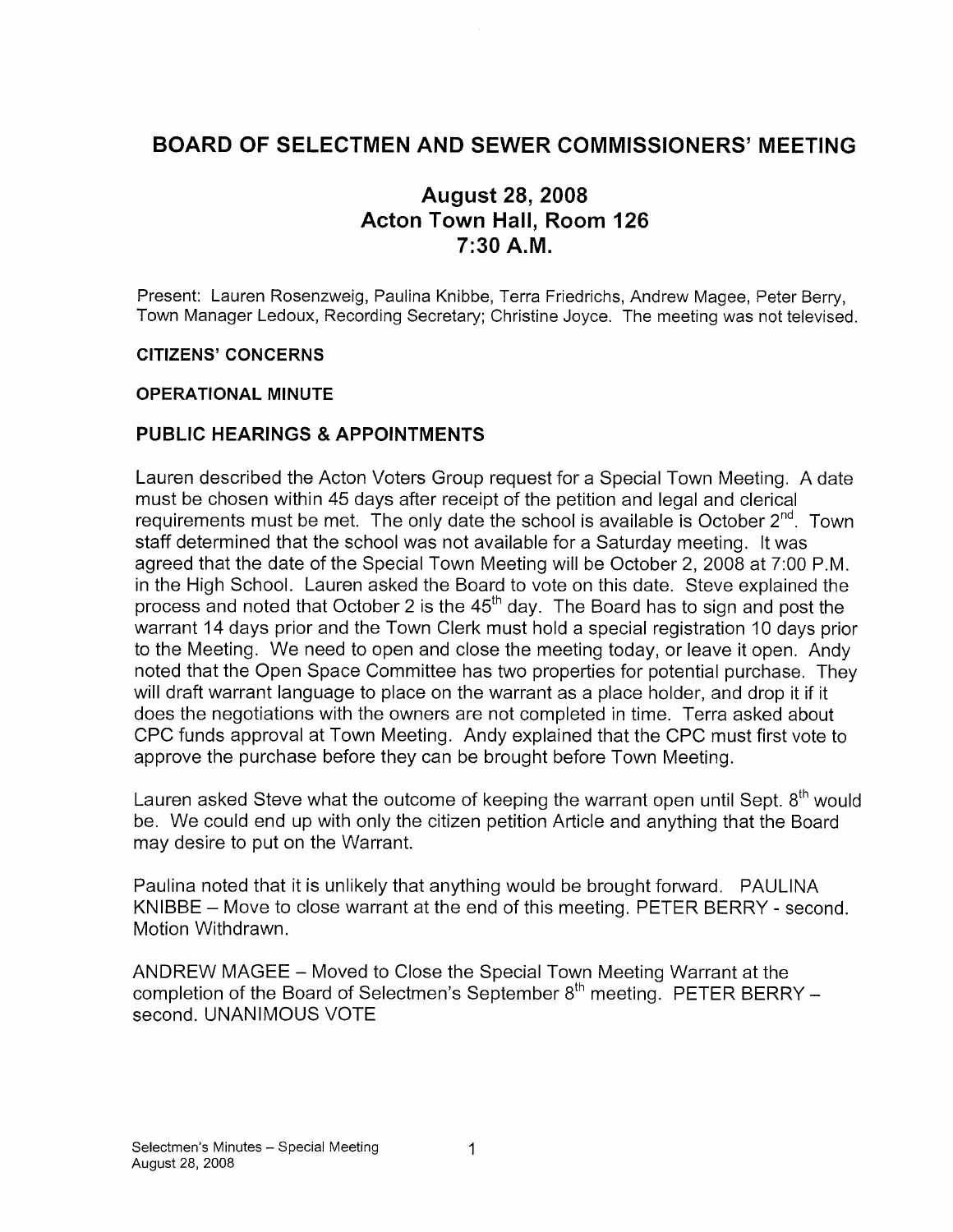# BOARD OF SELECTMEN AND SEWER COMMISSIONERS' MEETING

## August 28, 2008
## Acton Town Hall, Room 126
## 7:30 A.M.

Present: Lauren Rosenzweig, Paulina Knibbe, Terra Friedrichs, Andrew Magee, Peter Berry, Town Manager Ledoux, Recording Secretary; Christine Joyce. The meeting was not televised.

**CITIZENS' CONCERNS**

**OPERATIONAL MINUTE**

### PUBLIC HEARINGS & APPOINTMENTS

Lauren described the Acton Voters Group request for a Special Town Meeting. A date must be chosen within 45 days after receipt of the petition and legal and clerical requirements must be met. The only date the school is available is October 2nd. Town staff determined that the school was not available for a Saturday meeting. It was agreed that the date of the Special Town Meeting will be October 2, 2008 at 7:00 P.M. in the High School. Lauren asked the Board to vote on this date. Steve explained the process and noted that October 2 is the 45th day. The Board has to sign and post the warrant 14 days prior and the Town Clerk must hold a special registration 10 days prior to the Meeting. We need to open and close the meeting today, or leave it open. Andy noted that the Open Space Committee has two properties for potential purchase. They will draft warrant language to place on the warrant as a place holder, and drop it if it does the negotiations with the owners are not completed in time. Terra asked about CPC funds approval at Town Meeting. Andy explained that the CPC must first vote to approve the purchase before they can be brought before Town Meeting.

Lauren asked Steve what the outcome of keeping the warrant open until Sept. 8th would be. We could end up with only the citizen petition Article and anything that the Board may desire to put on the Warrant.

Paulina noted that it is unlikely that anything would be brought forward. PAULINA KNIBBE – Move to close warrant at the end of this meeting. PETER BERRY - second. Motion Withdrawn.

ANDREW MAGEE – Moved to Close the Special Town Meeting Warrant at the completion of the Board of Selectmen's September 8th meeting. PETER BERRY – second. UNANIMOUS VOTE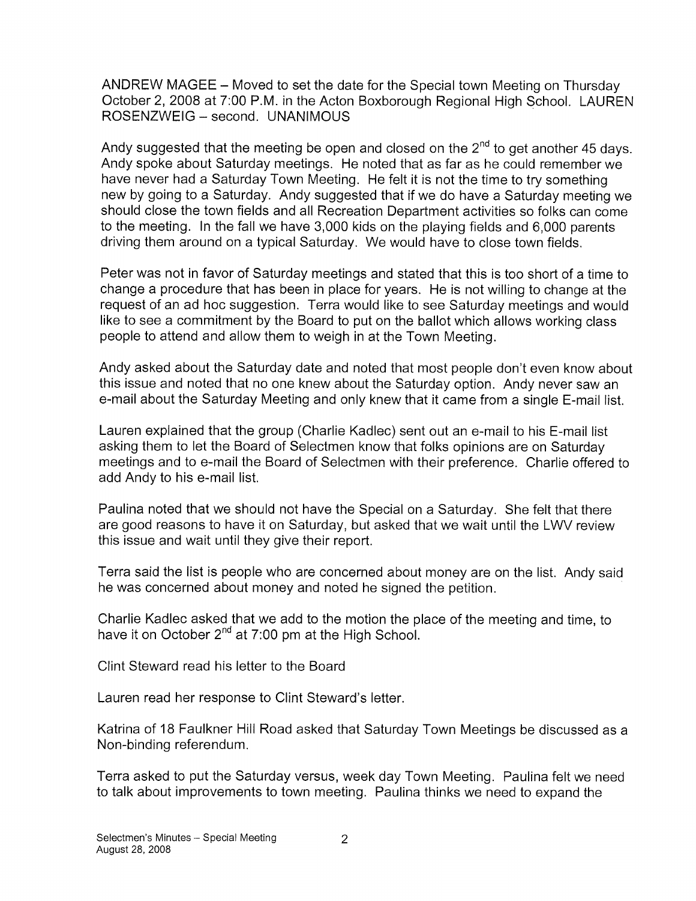ANDREW MAGEE – Moved to set the date for the Special town Meeting on Thursday October 2, 2008 at 7:00 P.M. in the Acton Boxborough Regional High School. LAUREN ROSENZWEIG – second. UNANIMOUS

Andy suggested that the meeting be open and closed on the 2nd to get another 45 days. Andy spoke about Saturday meetings. He noted that as far as he could remember we have never had a Saturday Town Meeting. He felt it is not the time to try something new by going to a Saturday. Andy suggested that if we do have a Saturday meeting we should close the town fields and all Recreation Department activities so folks can come to the meeting. In the fall we have 3,000 kids on the playing fields and 6,000 parents driving them around on a typical Saturday. We would have to close town fields.

Peter was not in favor of Saturday meetings and stated that this is too short of a time to change a procedure that has been in place for years. He is not willing to change at the request of an ad hoc suggestion. Terra would like to see Saturday meetings and would like to see a commitment by the Board to put on the ballot which allows working class people to attend and allow them to weigh in at the Town Meeting.

Andy asked about the Saturday date and noted that most people don't even know about this issue and noted that no one knew about the Saturday option. Andy never saw an e-mail about the Saturday Meeting and only knew that it came from a single E-mail list.

Lauren explained that the group (Charlie Kadlec) sent out an e-mail to his E-mail list asking them to let the Board of Selectmen know that folks opinions are on Saturday meetings and to e-mail the Board of Selectmen with their preference. Charlie offered to add Andy to his e-mail list.

Paulina noted that we should not have the Special on a Saturday. She felt that there are good reasons to have it on Saturday, but asked that we wait until the LWV review this issue and wait until they give their report.

Terra said the list is people who are concerned about money are on the list. Andy said he was concerned about money and noted he signed the petition.

Charlie Kadlec asked that we add to the motion the place of the meeting and time, to have it on October 2nd at 7:00 pm at the High School.

Clint Steward read his letter to the Board

Lauren read her response to Clint Steward's letter.

Katrina of 18 Faulkner Hill Road asked that Saturday Town Meetings be discussed as a Non-binding referendum.

Terra asked to put the Saturday versus, week day Town Meeting. Paulina felt we need to talk about improvements to town meeting. Paulina thinks we need to expand the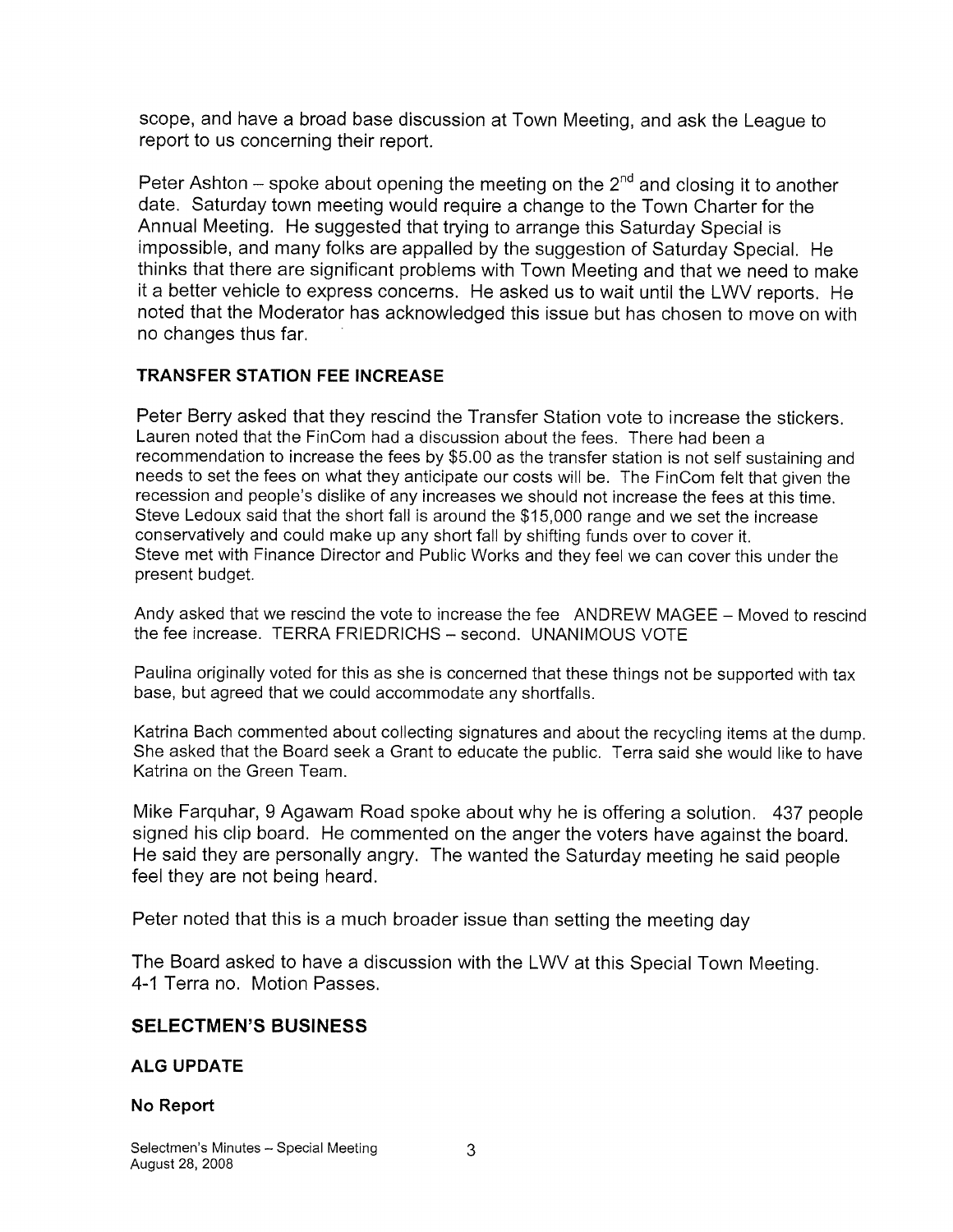scope, and have a broad base discussion at Town Meeting, and ask the League to report to us concerning their report.

Peter Ashton – spoke about opening the meeting on the 2nd and closing it to another date. Saturday town meeting would require a change to the Town Charter for the Annual Meeting. He suggested that trying to arrange this Saturday Special is impossible, and many folks are appalled by the suggestion of Saturday Special. He thinks that there are significant problems with Town Meeting and that we need to make it a better vehicle to express concerns. He asked us to wait until the LWV reports. He noted that the Moderator has acknowledged this issue but has chosen to move on with no changes thus far.

**TRANSFER STATION FEE INCREASE**

Peter Berry asked that they rescind the Transfer Station vote to increase the stickers. Lauren noted that the FinCom had a discussion about the fees. There had been a recommendation to increase the fees by $5.00 as the transfer station is not self sustaining and needs to set the fees on what they anticipate our costs will be. The FinCom felt that given the recession and people's dislike of any increases we should not increase the fees at this time. Steve Ledoux said that the short fall is around the $15,000 range and we set the increase conservatively and could make up any short fall by shifting funds over to cover it. Steve met with Finance Director and Public Works and they feel we can cover this under the present budget.

Andy asked that we rescind the vote to increase the fee ANDREW MAGEE – Moved to rescind the fee increase. TERRA FRIEDRICHS – second. UNANIMOUS VOTE

Paulina originally voted for this as she is concerned that these things not be supported with tax base, but agreed that we could accommodate any shortfalls.

Katrina Bach commented about collecting signatures and about the recycling items at the dump. She asked that the Board seek a Grant to educate the public. Terra said she would like to have Katrina on the Green Team.

Mike Farquhar, 9 Agawam Road spoke about why he is offering a solution. 437 people signed his clip board. He commented on the anger the voters have against the board. He said they are personally angry. The wanted the Saturday meeting he said people feel they are not being heard.

Peter noted that this is a much broader issue than setting the meeting day

The Board asked to have a discussion with the LWV at this Special Town Meeting. 4-1 Terra no. Motion Passes.

## SELECTMEN'S BUSINESS

### ALG UPDATE

**No Report**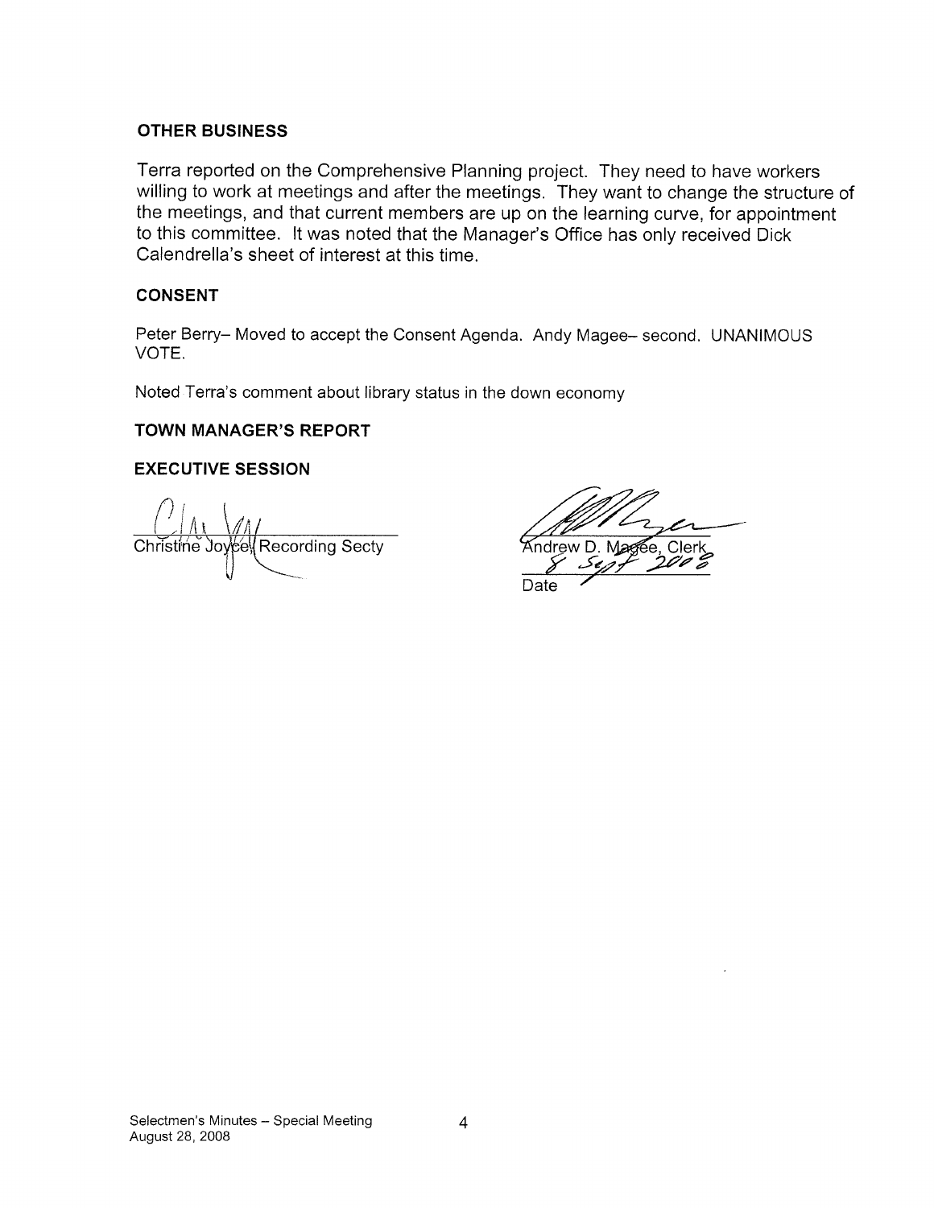## OTHER BUSINESS

Terra reported on the Comprehensive Planning project. They need to have workers willing to work at meetings and after the meetings. They want to change the structure of the meetings, and that current members are up on the learning curve, for appointment to this committee. It was noted that the Manager's Office has only received Dick Calendrella's sheet of interest at this time.

## CONSENT

Peter Berry– Moved to accept the Consent Agenda. Andy Magee– second. UNANIMOUS VOTE.

Noted Terra's comment about library status in the down economy

## TOWN MANAGER'S REPORT

## EXECUTIVE SESSION

Christine Joyce, Recording Secty

Andrew D. Magee, Clerk

8 Sept 2008

Date